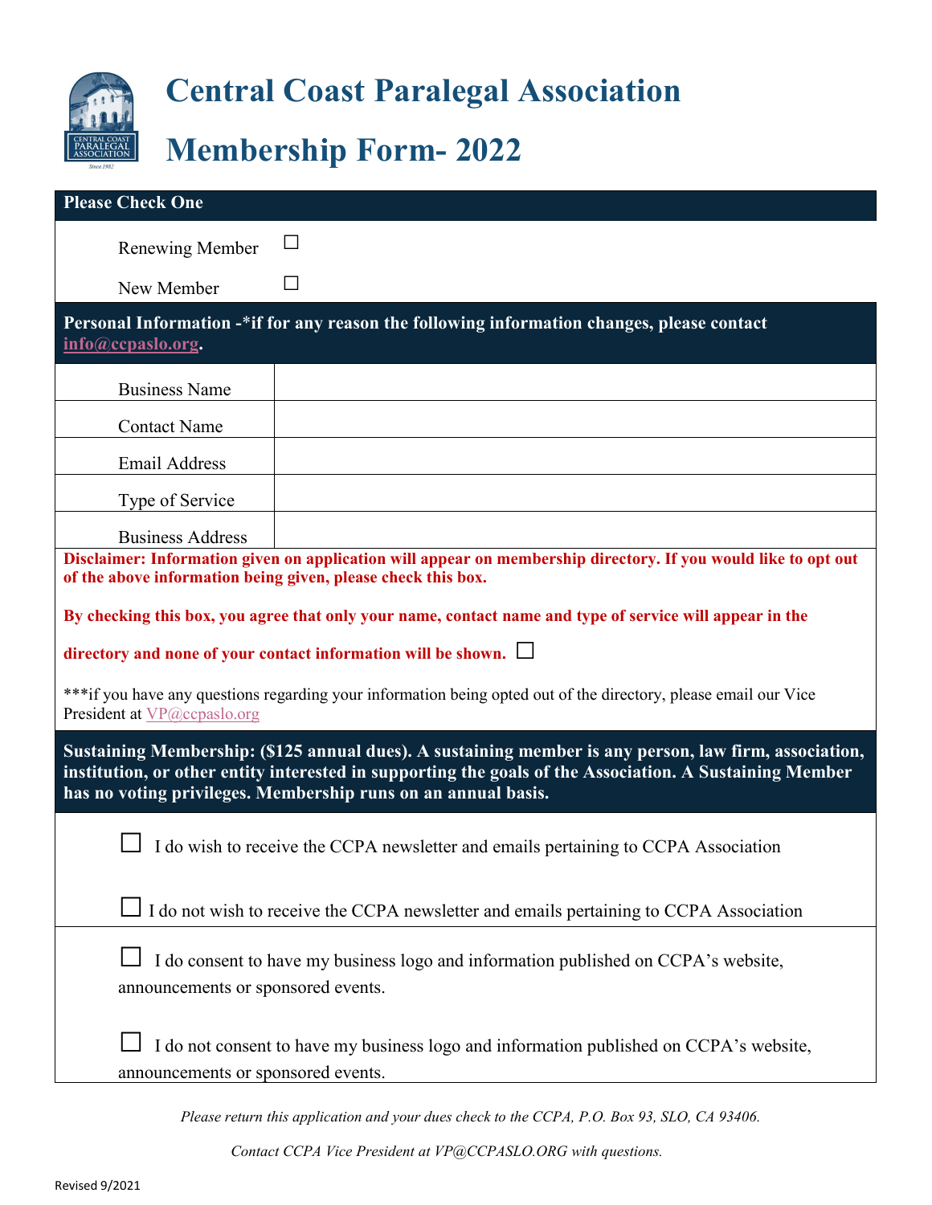# Central Coast Paralegal Association

# Membership Form- 2022

**Please Check One**

Renewing Member ☐

New Member ☐

**Personal Information -*if for any reason the following information changes, please contact info@ccpaslo.org.**

| | |
|---|---|
| Business Name | |
| Contact Name | |
| Email Address | |
| Type of Service | |
| Business Address | |

**Disclaimer: Information given on application will appear on membership directory. If you would like to opt out of the above information being given, please check this box.**

**By checking this box, you agree that only your name, contact name and type of service will appear in the directory and none of your contact information will be shown.** ☐

***if you have any questions regarding your information being opted out of the directory, please email our Vice President at VP@ccpaslo.org

**Sustaining Membership: ($125 annual dues). A sustaining member is any person, law firm, association, institution, or other entity interested in supporting the goals of the Association. A Sustaining Member has no voting privileges. Membership runs on an annual basis.**

☐ I do wish to receive the CCPA newsletter and emails pertaining to CCPA Association

☐ I do not wish to receive the CCPA newsletter and emails pertaining to CCPA Association

☐ I do consent to have my business logo and information published on CCPA's website, announcements or sponsored events.

☐ I do not consent to have my business logo and information published on CCPA's website, announcements or sponsored events.

*Please return this application and your dues check to the CCPA, P.O. Box 93, SLO, CA 93406.*

*Contact CCPA Vice President at VP@CCPASLO.ORG with questions.*

Revised 9/2021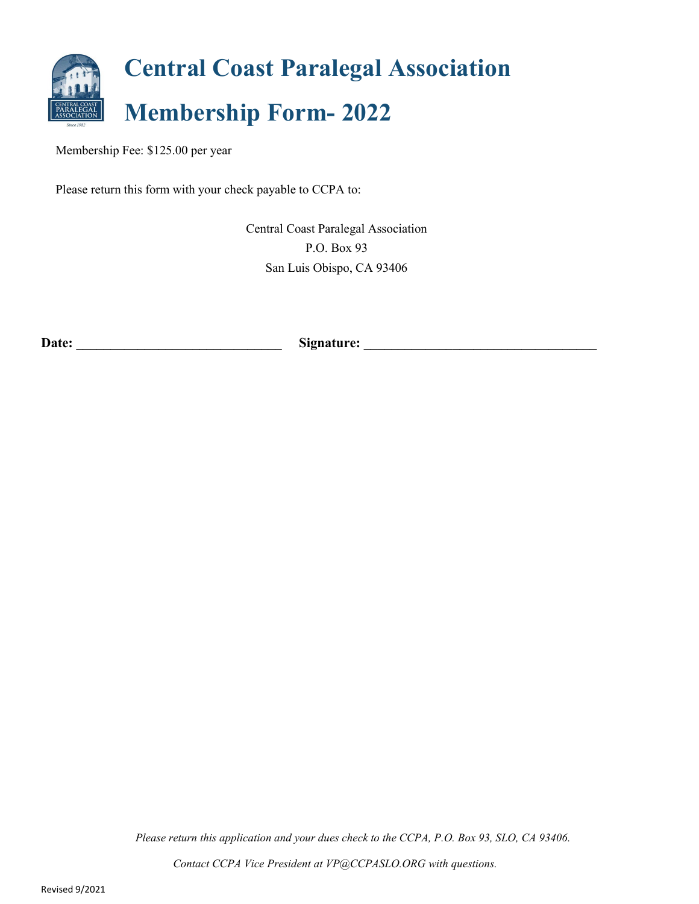# Central Coast Paralegal Association

# Membership Form- 2022

Membership Fee: $125.00 per year

Please return this form with your check payable to CCPA to:

Central Coast Paralegal Association
P.O. Box 93
San Luis Obispo, CA 93406

**Date: ______________________________ Signature: __________________________________**

*Please return this application and your dues check to the CCPA, P.O. Box 93, SLO, CA 93406.*

*Contact CCPA Vice President at VP@CCPASLO.ORG with questions.*

Revised 9/2021